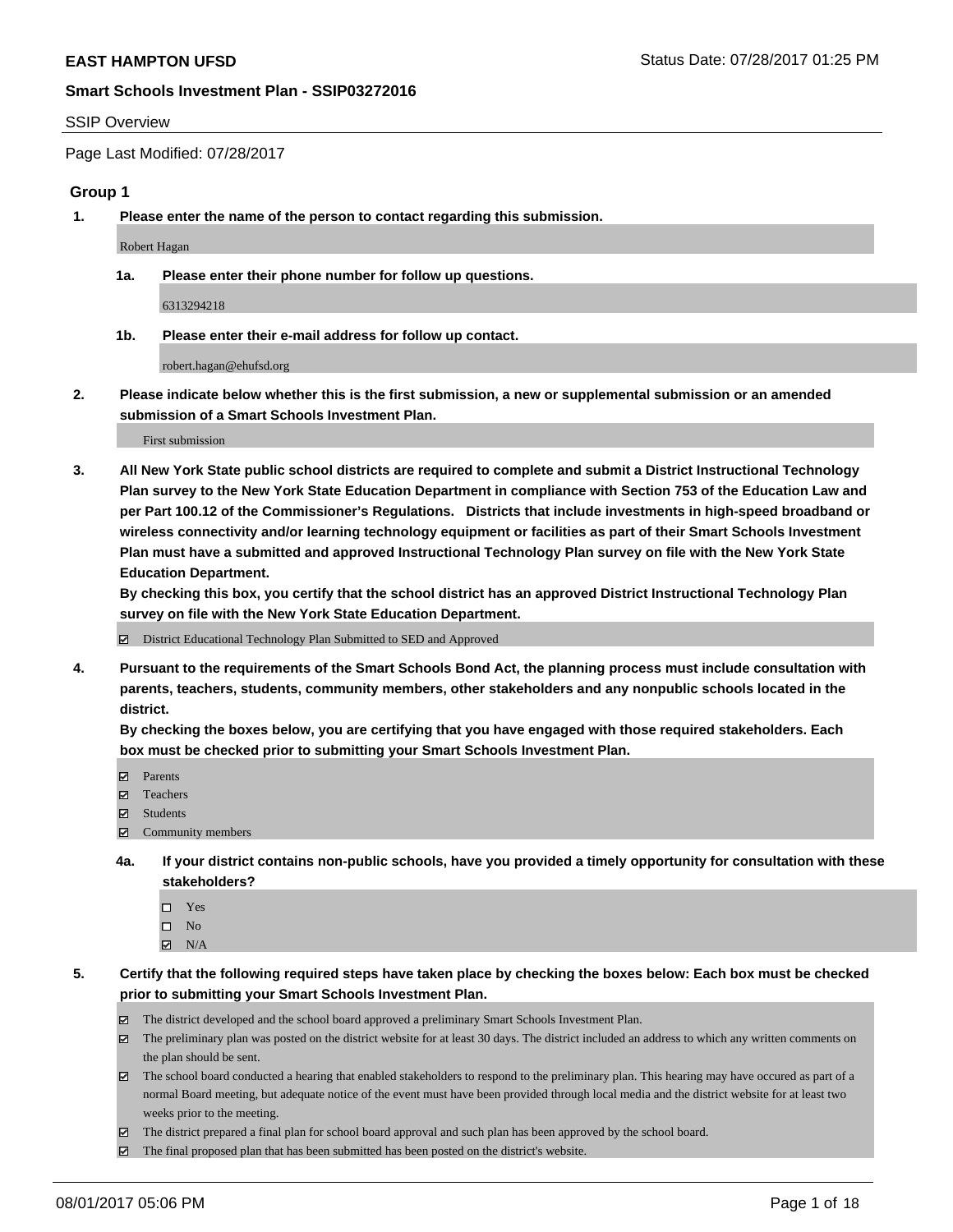**EAST HAMPTON UFSD**

Status Date: 07/28/2017 01:25 PM

**Smart Schools Investment Plan - SSIP03272016**

SSIP Overview

Page Last Modified: 07/28/2017

### Group 1

**1. Please enter the name of the person to contact regarding this submission.**

Robert Hagan

**1a. Please enter their phone number for follow up questions.**

6313294218

**1b. Please enter their e-mail address for follow up contact.**

robert.hagan@ehufsd.org

**2. Please indicate below whether this is the first submission, a new or supplemental submission or an amended submission of a Smart Schools Investment Plan.**

First submission

**3. All New York State public school districts are required to complete and submit a District Instructional Technology Plan survey to the New York State Education Department in compliance with Section 753 of the Education Law and per Part 100.12 of the Commissioner's Regulations. Districts that include investments in high-speed broadband or wireless connectivity and/or learning technology equipment or facilities as part of their Smart Schools Investment Plan must have a submitted and approved Instructional Technology Plan survey on file with the New York State Education Department.**
**By checking this box, you certify that the school district has an approved District Instructional Technology Plan survey on file with the New York State Education Department.**

☑ District Educational Technology Plan Submitted to SED and Approved

**4. Pursuant to the requirements of the Smart Schools Bond Act, the planning process must include consultation with parents, teachers, students, community members, other stakeholders and any nonpublic schools located in the district.**
**By checking the boxes below, you are certifying that you have engaged with those required stakeholders. Each box must be checked prior to submitting your Smart Schools Investment Plan.**

☑ Parents
☑ Teachers
☑ Students
☑ Community members

**4a. If your district contains non-public schools, have you provided a timely opportunity for consultation with these stakeholders?**

☐ Yes
☐ No
☑ N/A

**5. Certify that the following required steps have taken place by checking the boxes below: Each box must be checked prior to submitting your Smart Schools Investment Plan.**

☑ The district developed and the school board approved a preliminary Smart Schools Investment Plan.
☑ The preliminary plan was posted on the district website for at least 30 days. The district included an address to which any written comments on the plan should be sent.
☑ The school board conducted a hearing that enabled stakeholders to respond to the preliminary plan. This hearing may have occured as part of a normal Board meeting, but adequate notice of the event must have been provided through local media and the district website for at least two weeks prior to the meeting.
☑ The district prepared a final plan for school board approval and such plan has been approved by the school board.
☑ The final proposed plan that has been submitted has been posted on the district's website.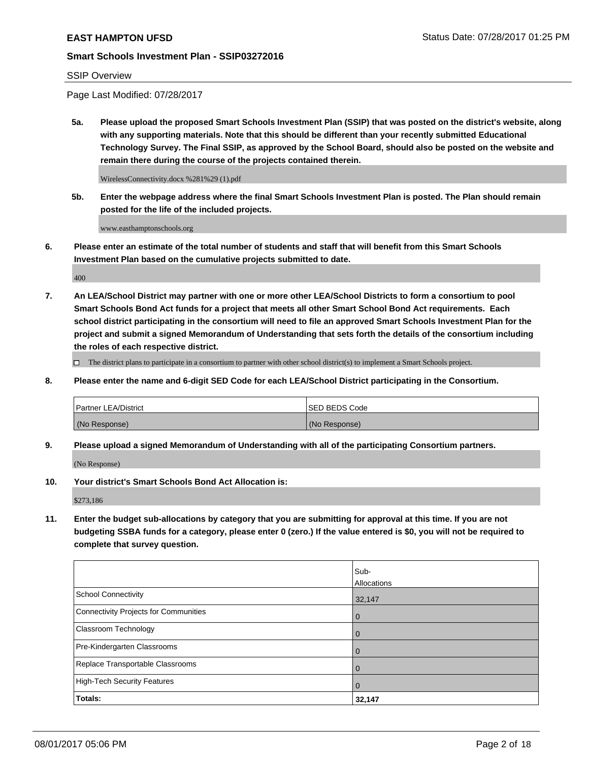SSIP Overview

Page Last Modified: 07/28/2017

**5a. Please upload the proposed Smart Schools Investment Plan (SSIP) that was posted on the district's website, along with any supporting materials. Note that this should be different than your recently submitted Educational Technology Survey. The Final SSIP, as approved by the School Board, should also be posted on the website and remain there during the course of the projects contained therein.**

WirelessConnectivity.docx %281%29 (1).pdf

**5b. Enter the webpage address where the final Smart Schools Investment Plan is posted. The Plan should remain posted for the life of the included projects.**

www.easthamptonschools.org

**6. Please enter an estimate of the total number of students and staff that will benefit from this Smart Schools Investment Plan based on the cumulative projects submitted to date.**

400

**7. An LEA/School District may partner with one or more other LEA/School Districts to form a consortium to pool Smart Schools Bond Act funds for a project that meets all other Smart School Bond Act requirements. Each school district participating in the consortium will need to file an approved Smart Schools Investment Plan for the project and submit a signed Memorandum of Understanding that sets forth the details of the consortium including the roles of each respective district.**

☐ The district plans to participate in a consortium to partner with other school district(s) to implement a Smart Schools project.

**8. Please enter the name and 6-digit SED Code for each LEA/School District participating in the Consortium.**

| Partner LEA/District | SED BEDS Code |
|---|---|
| (No Response) | (No Response) |

**9. Please upload a signed Memorandum of Understanding with all of the participating Consortium partners.**

(No Response)

**10. Your district's Smart Schools Bond Act Allocation is:**

$273,186

**11. Enter the budget sub-allocations by category that you are submitting for approval at this time. If you are not budgeting SSBA funds for a category, please enter 0 (zero.) If the value entered is $0, you will not be required to complete that survey question.**

| | Sub-Allocations |
|---|---|
| School Connectivity | 32,147 |
| Connectivity Projects for Communities | 0 |
| Classroom Technology | 0 |
| Pre-Kindergarten Classrooms | 0 |
| Replace Transportable Classrooms | 0 |
| High-Tech Security Features | 0 |
| **Totals:** | **32,147** |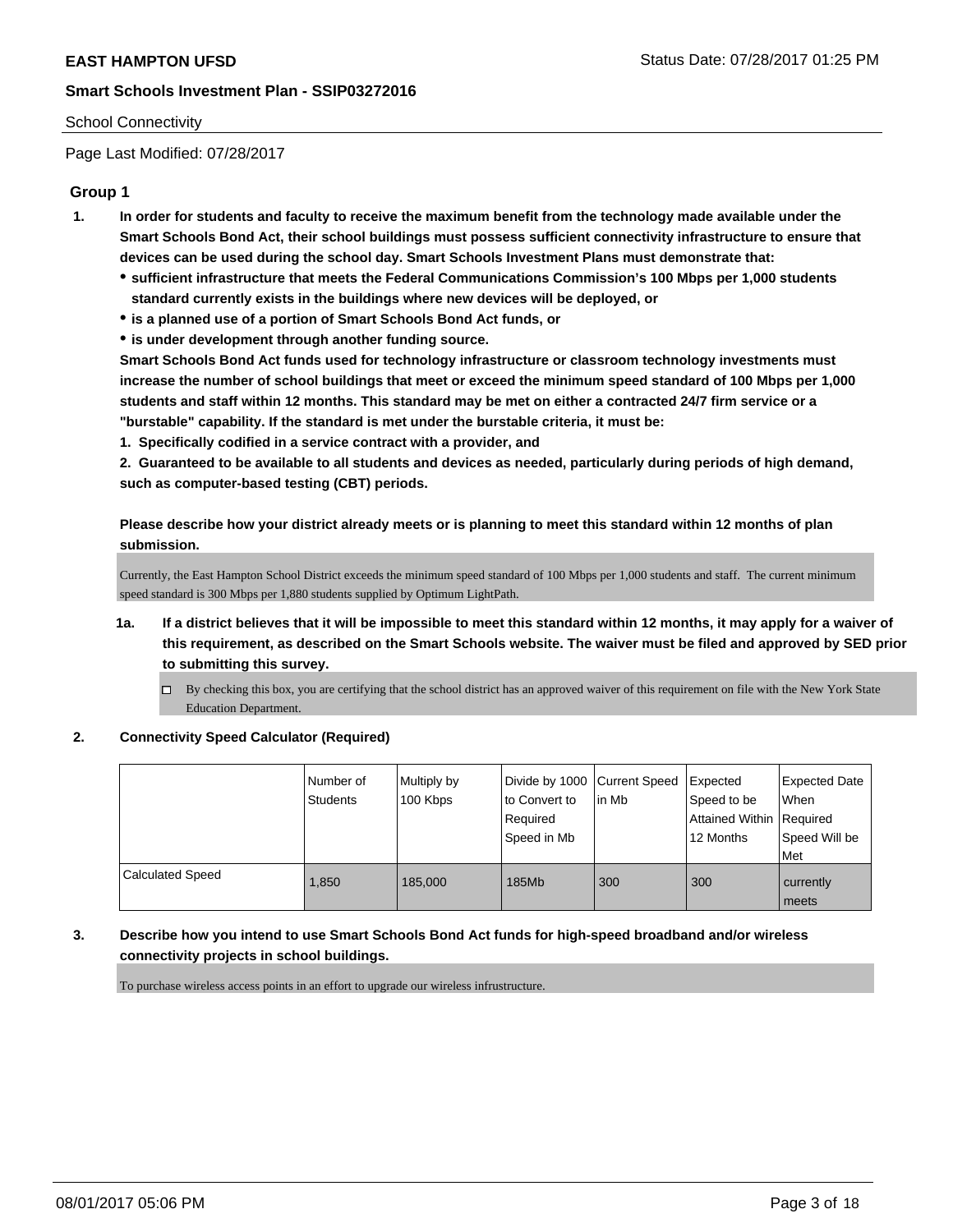School Connectivity

Page Last Modified: 07/28/2017

## Group 1

1. **In order for students and faculty to receive the maximum benefit from the technology made available under the Smart Schools Bond Act, their school buildings must possess sufficient connectivity infrastructure to ensure that devices can be used during the school day. Smart Schools Investment Plans must demonstrate that:**
   - **sufficient infrastructure that meets the Federal Communications Commission's 100 Mbps per 1,000 students standard currently exists in the buildings where new devices will be deployed, or**
   - **is a planned use of a portion of Smart Schools Bond Act funds, or**
   - **is under development through another funding source.**

   **Smart Schools Bond Act funds used for technology infrastructure or classroom technology investments must increase the number of school buildings that meet or exceed the minimum speed standard of 100 Mbps per 1,000 students and staff within 12 months. This standard may be met on either a contracted 24/7 firm service or a "burstable" capability. If the standard is met under the burstable criteria, it must be:**

   **1. Specifically codified in a service contract with a provider, and**

   **2. Guaranteed to be available to all students and devices as needed, particularly during periods of high demand, such as computer-based testing (CBT) periods.**

   **Please describe how your district already meets or is planning to meet this standard within 12 months of plan submission.**

   Currently, the East Hampton School District exceeds the minimum speed standard of 100 Mbps per 1,000 students and staff. The current minimum speed standard is 300 Mbps per 1,880 students supplied by Optimum LightPath.

   1a. **If a district believes that it will be impossible to meet this standard within 12 months, it may apply for a waiver of this requirement, as described on the Smart Schools website. The waiver must be filed and approved by SED prior to submitting this survey.**

   - [ ] By checking this box, you are certifying that the school district has an approved waiver of this requirement on file with the New York State Education Department.

2. **Connectivity Speed Calculator (Required)**

| | Number of Students | Multiply by 100 Kbps | Divide by 1000 to Convert to Required Speed in Mb | Current Speed in Mb | Expected Speed to be Attained Within 12 Months | Expected Date When Required Speed Will be Met |
|---|---|---|---|---|---|---|
| Calculated Speed | 1,850 | 185,000 | 185Mb | 300 | 300 | currently meets |

3. **Describe how you intend to use Smart Schools Bond Act funds for high-speed broadband and/or wireless connectivity projects in school buildings.**

   To purchase wireless access points in an effort to upgrade our wireless infrustructure.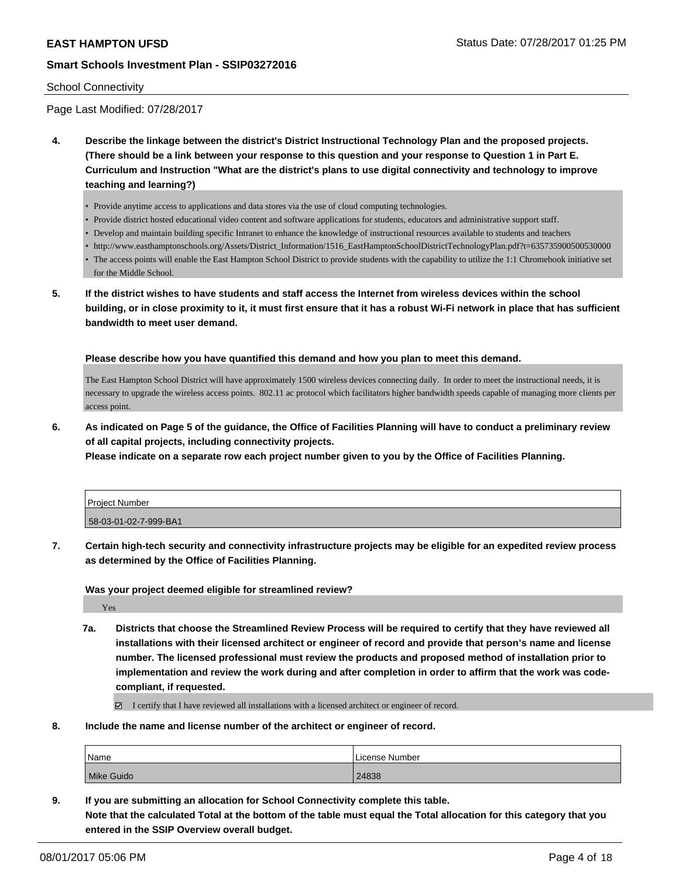School Connectivity

Page Last Modified: 07/28/2017

**4. Describe the linkage between the district's District Instructional Technology Plan and the proposed projects. (There should be a link between your response to this question and your response to Question 1 in Part E. Curriculum and Instruction "What are the district's plans to use digital connectivity and technology to improve teaching and learning?)**

- Provide anytime access to applications and data stores via the use of cloud computing technologies.
- Provide district hosted educational video content and software applications for students, educators and administrative support staff.
- Develop and maintain building specific Intranet to enhance the knowledge of instructional resources available to students and teachers
- http://www.easthamptonschools.org/Assets/District_Information/1516_EastHamptonSchoolDistrictTechnologyPlan.pdf?t=635735900500530000
- The access points will enable the East Hampton School District to provide students with the capability to utilize the 1:1 Chromebook initiative set for the Middle School.

**5. If the district wishes to have students and staff access the Internet from wireless devices within the school building, or in close proximity to it, it must first ensure that it has a robust Wi-Fi network in place that has sufficient bandwidth to meet user demand.**

**Please describe how you have quantified this demand and how you plan to meet this demand.**

The East Hampton School District will have approximately 1500 wireless devices connecting daily. In order to meet the instructional needs, it is necessary to upgrade the wireless access points. 802.11 ac protocol which facilitators higher bandwidth speeds capable of managing more clients per access point.

**6. As indicated on Page 5 of the guidance, the Office of Facilities Planning will have to conduct a preliminary review of all capital projects, including connectivity projects.**
**Please indicate on a separate row each project number given to you by the Office of Facilities Planning.**

| Project Number |
|---|
| 58-03-01-02-7-999-BA1 |

**7. Certain high-tech security and connectivity infrastructure projects may be eligible for an expedited review process as determined by the Office of Facilities Planning.**

**Was your project deemed eligible for streamlined review?**

Yes

**7a. Districts that choose the Streamlined Review Process will be required to certify that they have reviewed all installations with their licensed architect or engineer of record and provide that person's name and license number. The licensed professional must review the products and proposed method of installation prior to implementation and review the work during and after completion in order to affirm that the work was code-compliant, if requested.**

☑ I certify that I have reviewed all installations with a licensed architect or engineer of record.

**8. Include the name and license number of the architect or engineer of record.**

| Name | License Number |
|---|---|
| Mike Guido | 24838 |

**9. If you are submitting an allocation for School Connectivity complete this table.**
**Note that the calculated Total at the bottom of the table must equal the Total allocation for this category that you entered in the SSIP Overview overall budget.**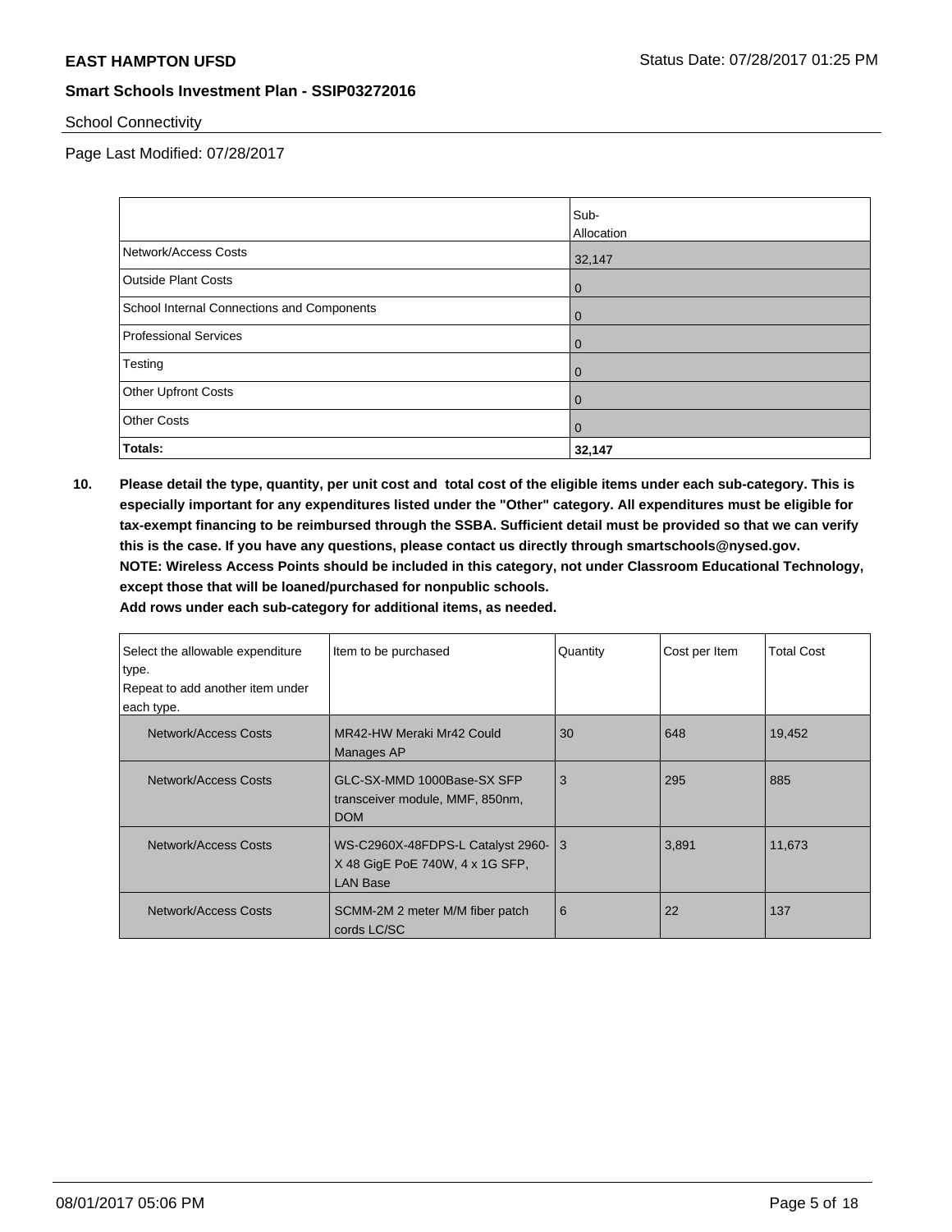School Connectivity

Page Last Modified: 07/28/2017

| | Sub-Allocation |
|---|---|
| Network/Access Costs | 32,147 |
| Outside Plant Costs | 0 |
| School Internal Connections and Components | 0 |
| Professional Services | 0 |
| Testing | 0 |
| Other Upfront Costs | 0 |
| Other Costs | 0 |
| **Totals:** | **32,147** |

**10. Please detail the type, quantity, per unit cost and total cost of the eligible items under each sub-category. This is especially important for any expenditures listed under the "Other" category. All expenditures must be eligible for tax-exempt financing to be reimbursed through the SSBA. Sufficient detail must be provided so that we can verify this is the case. If you have any questions, please contact us directly through smartschools@nysed.gov.**
**NOTE: Wireless Access Points should be included in this category, not under Classroom Educational Technology, except those that will be loaned/purchased for nonpublic schools.**
**Add rows under each sub-category for additional items, as needed.**

| Select the allowable expenditure type. Repeat to add another item under each type. | Item to be purchased | Quantity | Cost per Item | Total Cost |
|---|---|---|---|---|
| Network/Access Costs | MR42-HW Meraki Mr42 Could Manages AP | 30 | 648 | 19,452 |
| Network/Access Costs | GLC-SX-MMD 1000Base-SX SFP transceiver module, MMF, 850nm, DOM | 3 | 295 | 885 |
| Network/Access Costs | WS-C2960X-48FDPS-L Catalyst 2960-X 48 GigE PoE 740W, 4 x 1G SFP, LAN Base | 3 | 3,891 | 11,673 |
| Network/Access Costs | SCMM-2M 2 meter M/M fiber patch cords LC/SC | 6 | 22 | 137 |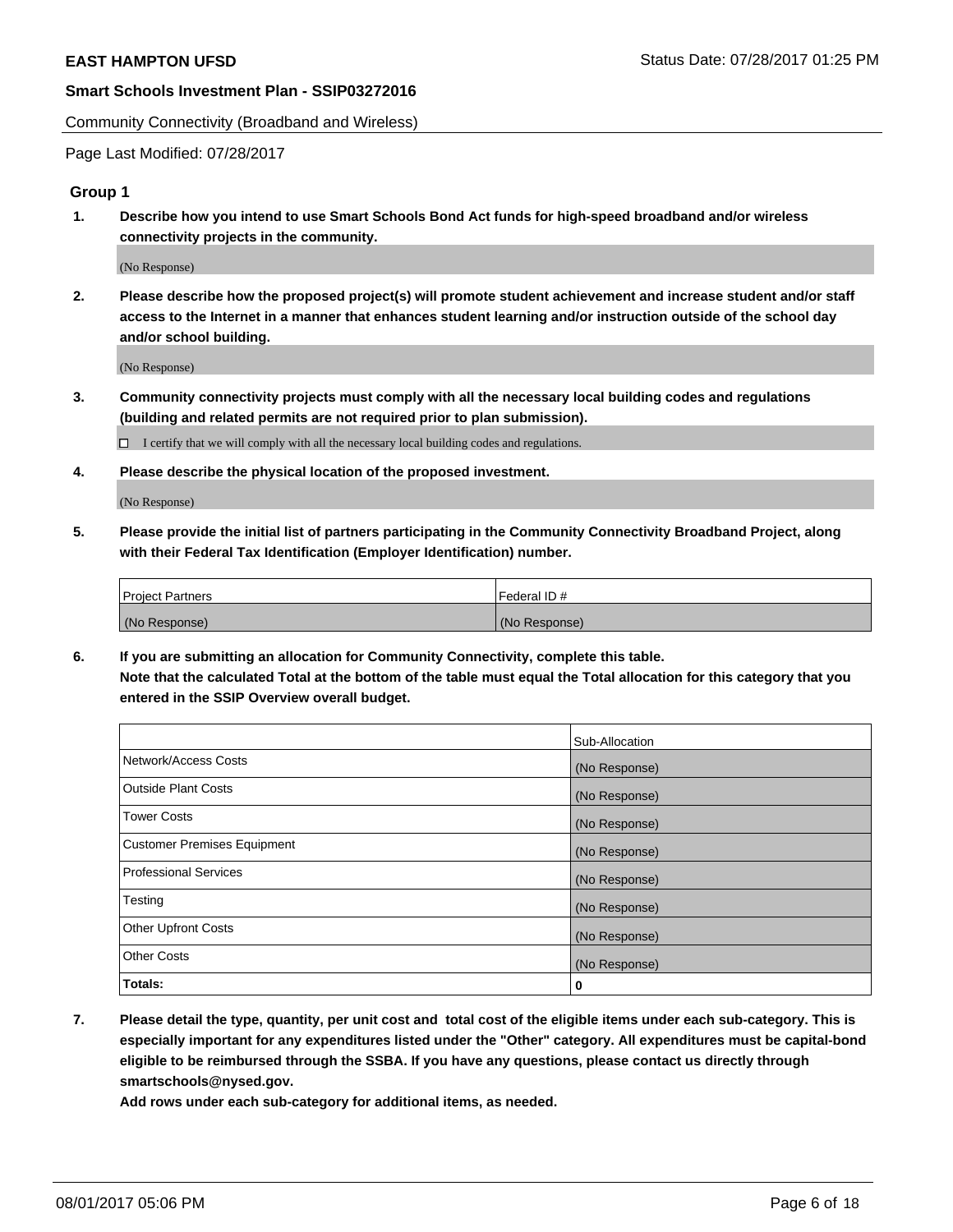Community Connectivity (Broadband and Wireless)

Page Last Modified: 07/28/2017

## Group 1

**1. Describe how you intend to use Smart Schools Bond Act funds for high-speed broadband and/or wireless connectivity projects in the community.**

(No Response)

**2. Please describe how the proposed project(s) will promote student achievement and increase student and/or staff access to the Internet in a manner that enhances student learning and/or instruction outside of the school day and/or school building.**

(No Response)

**3. Community connectivity projects must comply with all the necessary local building codes and regulations (building and related permits are not required prior to plan submission).**

☐ I certify that we will comply with all the necessary local building codes and regulations.

**4. Please describe the physical location of the proposed investment.**

(No Response)

**5. Please provide the initial list of partners participating in the Community Connectivity Broadband Project, along with their Federal Tax Identification (Employer Identification) number.**

| Project Partners | Federal ID # |
| --- | --- |
| (No Response) | (No Response) |

**6. If you are submitting an allocation for Community Connectivity, complete this table. Note that the calculated Total at the bottom of the table must equal the Total allocation for this category that you entered in the SSIP Overview overall budget.**

| | Sub-Allocation |
| --- | --- |
| Network/Access Costs | (No Response) |
| Outside Plant Costs | (No Response) |
| Tower Costs | (No Response) |
| Customer Premises Equipment | (No Response) |
| Professional Services | (No Response) |
| Testing | (No Response) |
| Other Upfront Costs | (No Response) |
| Other Costs | (No Response) |
| **Totals:** | **0** |

**7. Please detail the type, quantity, per unit cost and total cost of the eligible items under each sub-category. This is especially important for any expenditures listed under the "Other" category. All expenditures must be capital-bond eligible to be reimbursed through the SSBA. If you have any questions, please contact us directly through smartschools@nysed.gov.**

**Add rows under each sub-category for additional items, as needed.**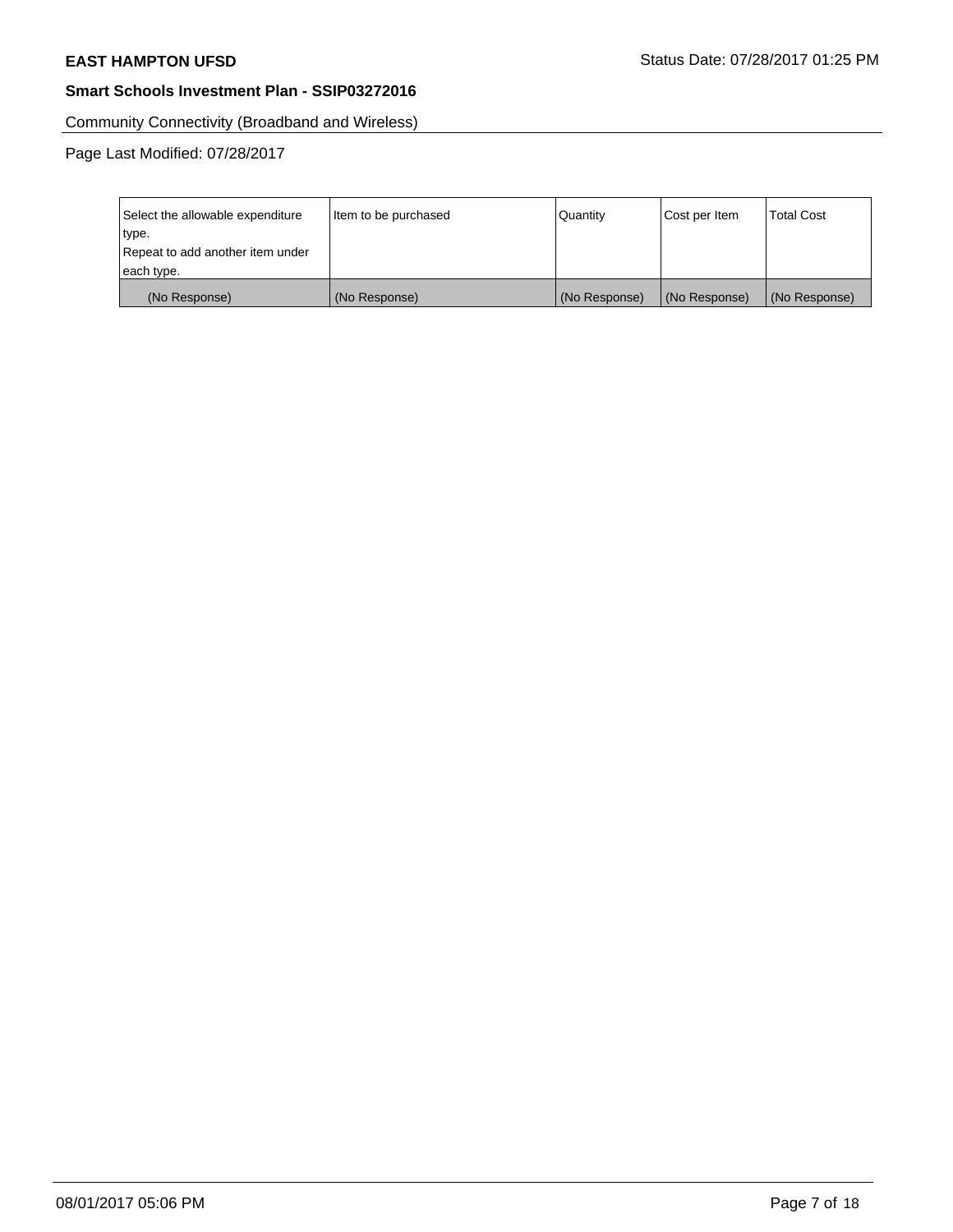Community Connectivity (Broadband and Wireless)

Page Last Modified: 07/28/2017

| Select the allowable expenditure type.<br>Repeat to add another item under each type. | Item to be purchased | Quantity | Cost per Item | Total Cost |
|---|---|---|---|---|
| (No Response) | (No Response) | (No Response) | (No Response) | (No Response) |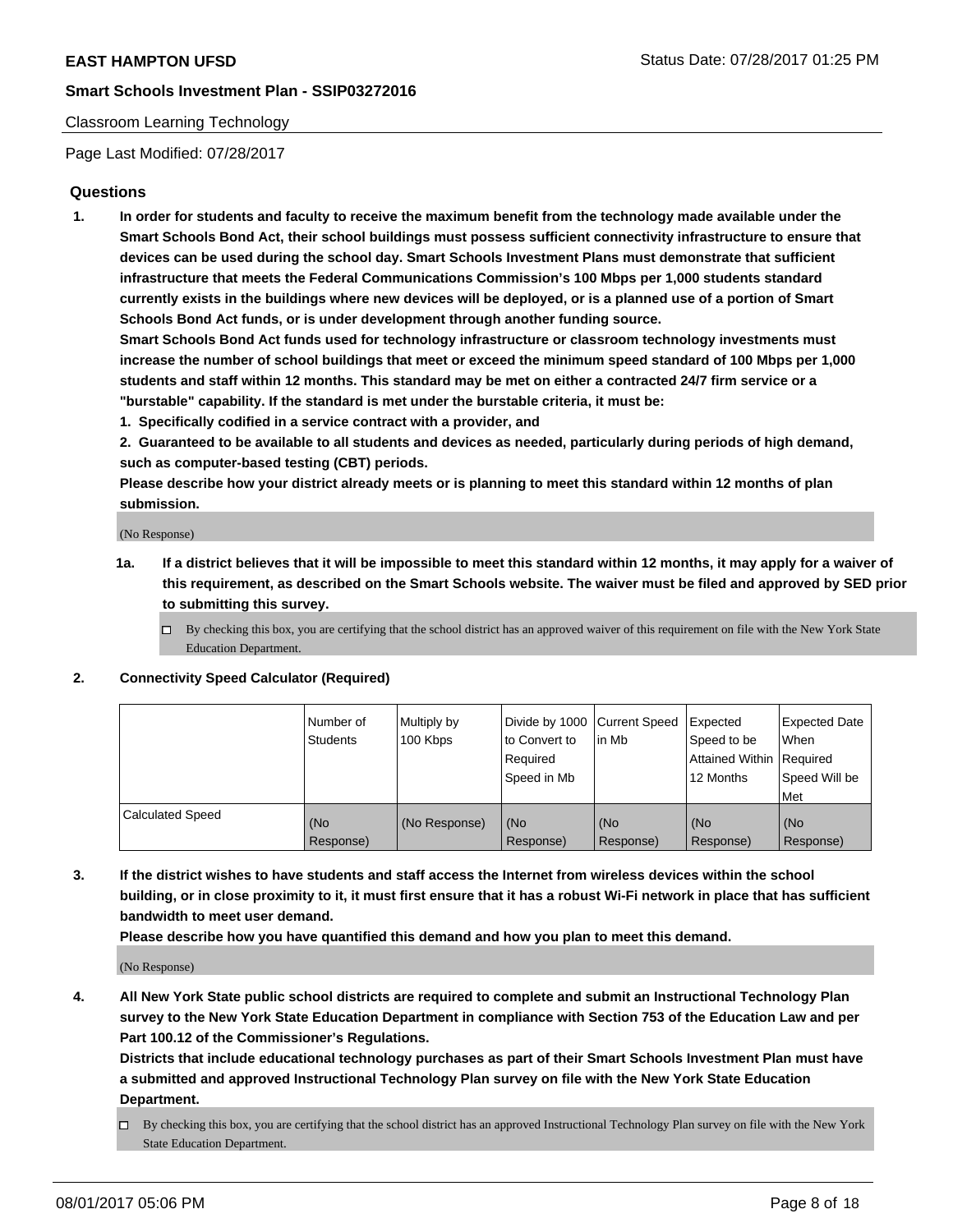Classroom Learning Technology

Page Last Modified: 07/28/2017

## Questions

1. **In order for students and faculty to receive the maximum benefit from the technology made available under the Smart Schools Bond Act, their school buildings must possess sufficient connectivity infrastructure to ensure that devices can be used during the school day. Smart Schools Investment Plans must demonstrate that sufficient infrastructure that meets the Federal Communications Commission's 100 Mbps per 1,000 students standard currently exists in the buildings where new devices will be deployed, or is a planned use of a portion of Smart Schools Bond Act funds, or is under development through another funding source.**

   **Smart Schools Bond Act funds used for technology infrastructure or classroom technology investments must increase the number of school buildings that meet or exceed the minimum speed standard of 100 Mbps per 1,000 students and staff within 12 months. This standard may be met on either a contracted 24/7 firm service or a "burstable" capability. If the standard is met under the burstable criteria, it must be:**

   **1. Specifically codified in a service contract with a provider, and**

   **2. Guaranteed to be available to all students and devices as needed, particularly during periods of high demand, such as computer-based testing (CBT) periods.**

   **Please describe how your district already meets or is planning to meet this standard within 12 months of plan submission.**

   (No Response)

   **1a. If a district believes that it will be impossible to meet this standard within 12 months, it may apply for a waiver of this requirement, as described on the Smart Schools website. The waiver must be filed and approved by SED prior to submitting this survey.**

   ☐ By checking this box, you are certifying that the school district has an approved waiver of this requirement on file with the New York State Education Department.

2. **Connectivity Speed Calculator (Required)**

| | Number of Students | Multiply by 100 Kbps | Divide by 1000 to Convert to Required Speed in Mb | Current Speed in Mb | Expected Speed to be Attained Within 12 Months | Expected Date When Required Speed Will be Met |
|---|---|---|---|---|---|---|
| Calculated Speed | (No Response) | (No Response) | (No Response) | (No Response) | (No Response) | (No Response) |

3. **If the district wishes to have students and staff access the Internet from wireless devices within the school building, or in close proximity to it, it must first ensure that it has a robust Wi-Fi network in place that has sufficient bandwidth to meet user demand.**

   **Please describe how you have quantified this demand and how you plan to meet this demand.**

   (No Response)

4. **All New York State public school districts are required to complete and submit an Instructional Technology Plan survey to the New York State Education Department in compliance with Section 753 of the Education Law and per Part 100.12 of the Commissioner's Regulations.**

   **Districts that include educational technology purchases as part of their Smart Schools Investment Plan must have a submitted and approved Instructional Technology Plan survey on file with the New York State Education Department.**

   ☐ By checking this box, you are certifying that the school district has an approved Instructional Technology Plan survey on file with the New York State Education Department.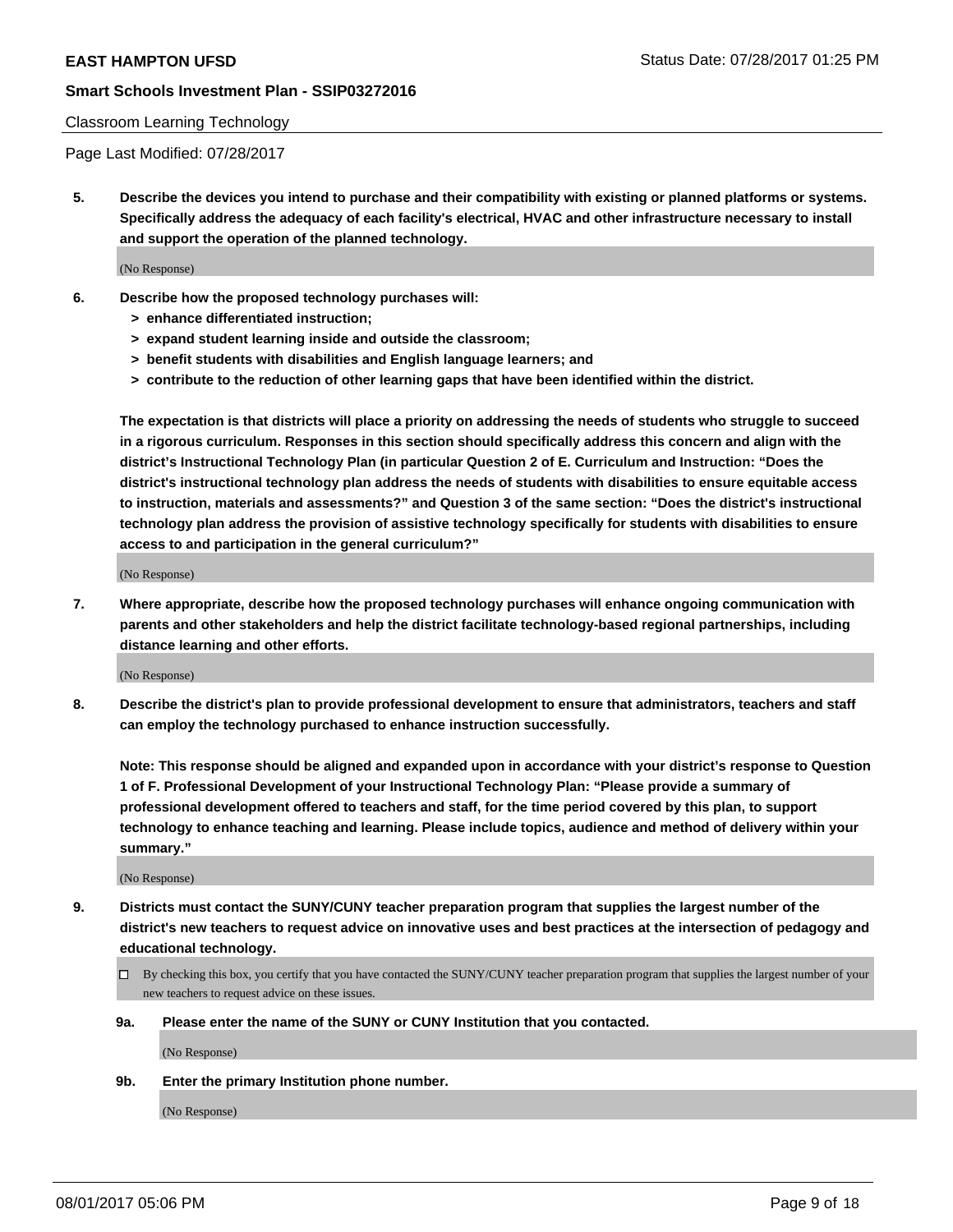Classroom Learning Technology

Page Last Modified: 07/28/2017

**5. Describe the devices you intend to purchase and their compatibility with existing or planned platforms or systems. Specifically address the adequacy of each facility's electrical, HVAC and other infrastructure necessary to install and support the operation of the planned technology.**

(No Response)

**6. Describe how the proposed technology purchases will:**

- **> enhance differentiated instruction;**
- **> expand student learning inside and outside the classroom;**
- **> benefit students with disabilities and English language learners; and**
- **> contribute to the reduction of other learning gaps that have been identified within the district.**

**The expectation is that districts will place a priority on addressing the needs of students who struggle to succeed in a rigorous curriculum. Responses in this section should specifically address this concern and align with the district's Instructional Technology Plan (in particular Question 2 of E. Curriculum and Instruction: "Does the district's instructional technology plan address the needs of students with disabilities to ensure equitable access to instruction, materials and assessments?" and Question 3 of the same section: "Does the district's instructional technology plan address the provision of assistive technology specifically for students with disabilities to ensure access to and participation in the general curriculum?"**

(No Response)

**7. Where appropriate, describe how the proposed technology purchases will enhance ongoing communication with parents and other stakeholders and help the district facilitate technology-based regional partnerships, including distance learning and other efforts.**

(No Response)

**8. Describe the district's plan to provide professional development to ensure that administrators, teachers and staff can employ the technology purchased to enhance instruction successfully.**

**Note: This response should be aligned and expanded upon in accordance with your district's response to Question 1 of F. Professional Development of your Instructional Technology Plan: "Please provide a summary of professional development offered to teachers and staff, for the time period covered by this plan, to support technology to enhance teaching and learning. Please include topics, audience and method of delivery within your summary."**

(No Response)

**9. Districts must contact the SUNY/CUNY teacher preparation program that supplies the largest number of the district's new teachers to request advice on innovative uses and best practices at the intersection of pedagogy and educational technology.**

☐ By checking this box, you certify that you have contacted the SUNY/CUNY teacher preparation program that supplies the largest number of your new teachers to request advice on these issues.

**9a. Please enter the name of the SUNY or CUNY Institution that you contacted.**

(No Response)

**9b. Enter the primary Institution phone number.**

(No Response)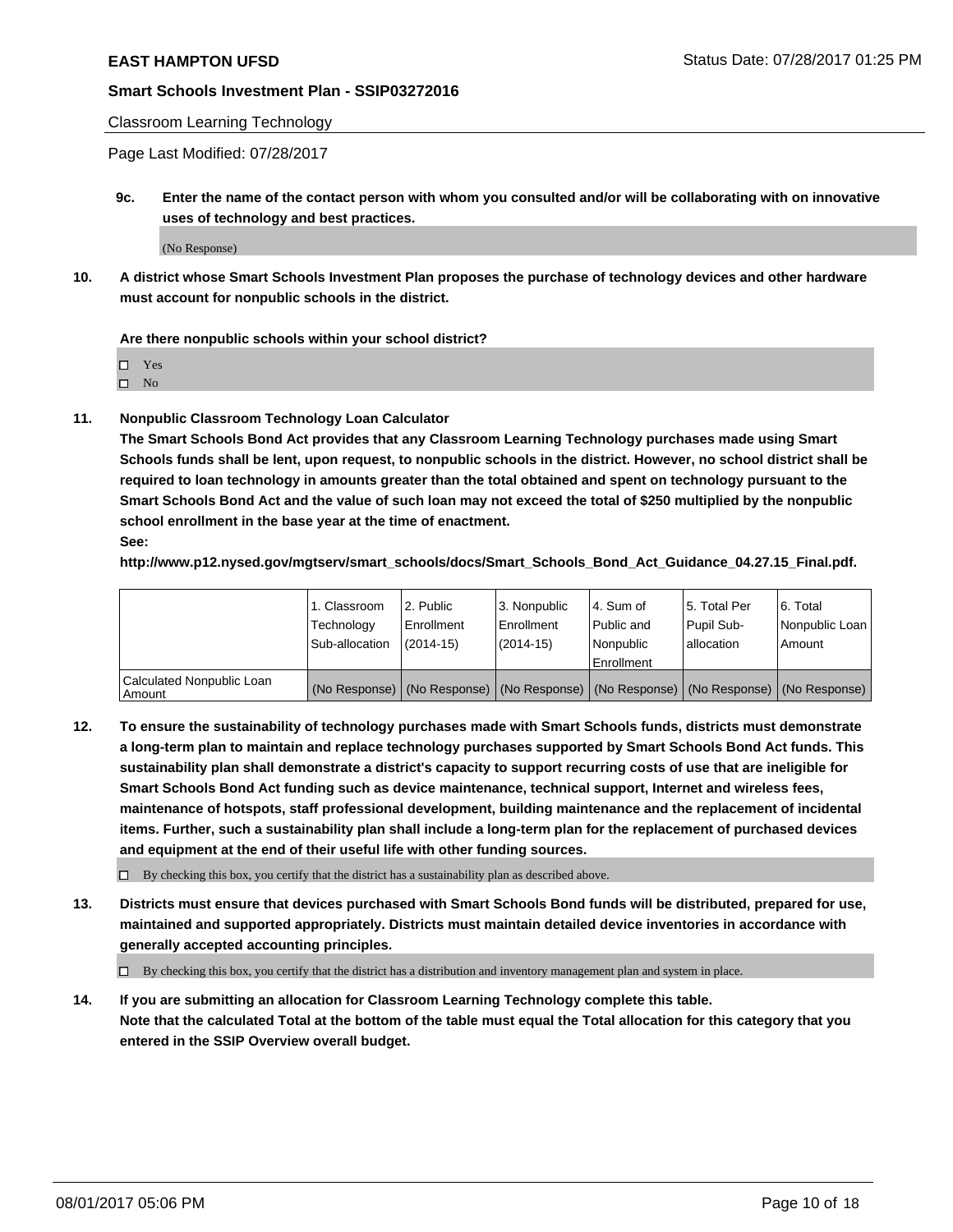Classroom Learning Technology

Page Last Modified: 07/28/2017

**9c. Enter the name of the contact person with whom you consulted and/or will be collaborating with on innovative uses of technology and best practices.**

(No Response)

**10. A district whose Smart Schools Investment Plan proposes the purchase of technology devices and other hardware must account for nonpublic schools in the district.**

**Are there nonpublic schools within your school district?**

- ☐ Yes
- ☐ No

**11. Nonpublic Classroom Technology Loan Calculator**

**The Smart Schools Bond Act provides that any Classroom Learning Technology purchases made using Smart Schools funds shall be lent, upon request, to nonpublic schools in the district. However, no school district shall be required to loan technology in amounts greater than the total obtained and spent on technology pursuant to the Smart Schools Bond Act and the value of such loan may not exceed the total of $250 multiplied by the nonpublic school enrollment in the base year at the time of enactment.**

**See:**

**http://www.p12.nysed.gov/mgtserv/smart_schools/docs/Smart_Schools_Bond_Act_Guidance_04.27.15_Final.pdf.**

| | 1. Classroom Technology Sub-allocation | 2. Public Enrollment (2014-15) | 3. Nonpublic Enrollment (2014-15) | 4. Sum of Public and Nonpublic Enrollment | 5. Total Per Pupil Sub-allocation | 6. Total Nonpublic Loan Amount |
|---|---|---|---|---|---|---|
| Calculated Nonpublic Loan Amount | (No Response) | (No Response) | (No Response) | (No Response) | (No Response) | (No Response) |

**12. To ensure the sustainability of technology purchases made with Smart Schools funds, districts must demonstrate a long-term plan to maintain and replace technology purchases supported by Smart Schools Bond Act funds. This sustainability plan shall demonstrate a district's capacity to support recurring costs of use that are ineligible for Smart Schools Bond Act funding such as device maintenance, technical support, Internet and wireless fees, maintenance of hotspots, staff professional development, building maintenance and the replacement of incidental items. Further, such a sustainability plan shall include a long-term plan for the replacement of purchased devices and equipment at the end of their useful life with other funding sources.**

☐ By checking this box, you certify that the district has a sustainability plan as described above.

**13. Districts must ensure that devices purchased with Smart Schools Bond funds will be distributed, prepared for use, maintained and supported appropriately. Districts must maintain detailed device inventories in accordance with generally accepted accounting principles.**

☐ By checking this box, you certify that the district has a distribution and inventory management plan and system in place.

**14. If you are submitting an allocation for Classroom Learning Technology complete this table. Note that the calculated Total at the bottom of the table must equal the Total allocation for this category that you entered in the SSIP Overview overall budget.**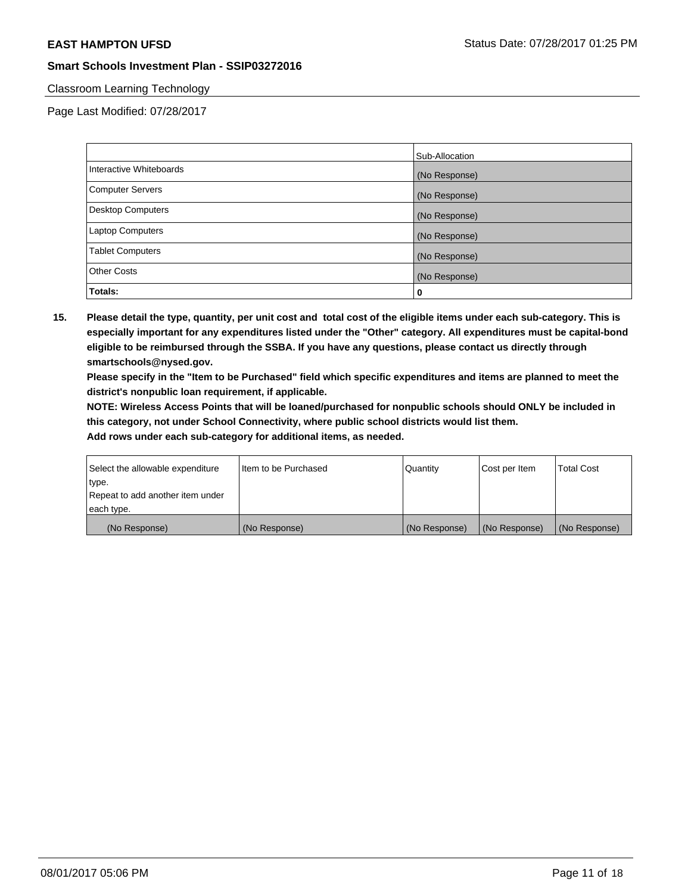Classroom Learning Technology

Page Last Modified: 07/28/2017

| | Sub-Allocation |
|---|---|
| Interactive Whiteboards | (No Response) |
| Computer Servers | (No Response) |
| Desktop Computers | (No Response) |
| Laptop Computers | (No Response) |
| Tablet Computers | (No Response) |
| Other Costs | (No Response) |
| **Totals:** | **0** |

**15. Please detail the type, quantity, per unit cost and total cost of the eligible items under each sub-category. This is especially important for any expenditures listed under the "Other" category. All expenditures must be capital-bond eligible to be reimbursed through the SSBA. If you have any questions, please contact us directly through smartschools@nysed.gov.**

**Please specify in the "Item to be Purchased" field which specific expenditures and items are planned to meet the district's nonpublic loan requirement, if applicable.**

**NOTE: Wireless Access Points that will be loaned/purchased for nonpublic schools should ONLY be included in this category, not under School Connectivity, where public school districts would list them.**

**Add rows under each sub-category for additional items, as needed.**

| Select the allowable expenditure type. Repeat to add another item under each type. | Item to be Purchased | Quantity | Cost per Item | Total Cost |
|---|---|---|---|---|
| (No Response) | (No Response) | (No Response) | (No Response) | (No Response) |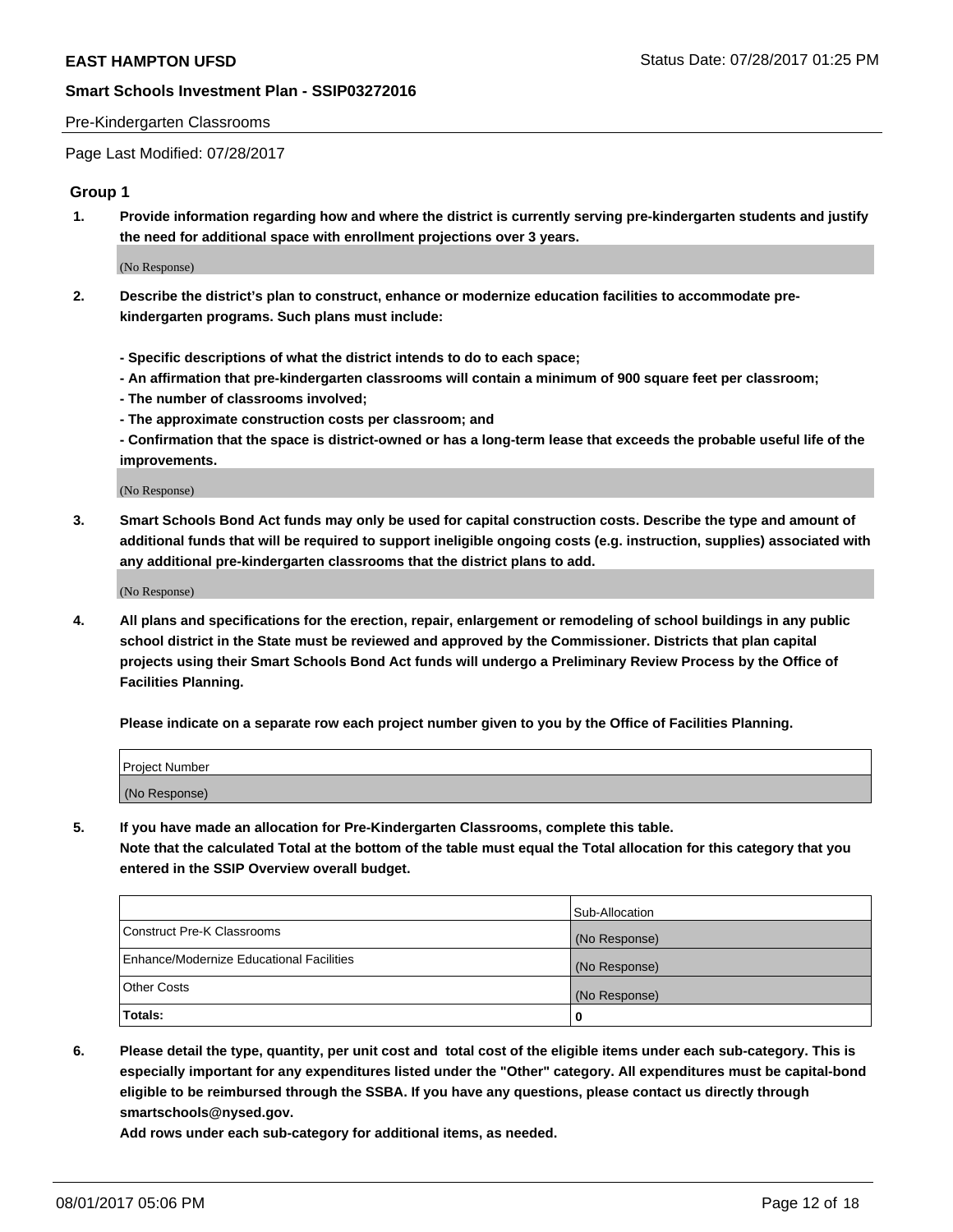Pre-Kindergarten Classrooms

Page Last Modified: 07/28/2017

## Group 1

**1. Provide information regarding how and where the district is currently serving pre-kindergarten students and justify the need for additional space with enrollment projections over 3 years.**

(No Response)

**2. Describe the district's plan to construct, enhance or modernize education facilities to accommodate pre-kindergarten programs. Such plans must include:**

**- Specific descriptions of what the district intends to do to each space;**
**- An affirmation that pre-kindergarten classrooms will contain a minimum of 900 square feet per classroom;**
**- The number of classrooms involved;**
**- The approximate construction costs per classroom; and**
**- Confirmation that the space is district-owned or has a long-term lease that exceeds the probable useful life of the improvements.**

(No Response)

**3. Smart Schools Bond Act funds may only be used for capital construction costs. Describe the type and amount of additional funds that will be required to support ineligible ongoing costs (e.g. instruction, supplies) associated with any additional pre-kindergarten classrooms that the district plans to add.**

(No Response)

**4. All plans and specifications for the erection, repair, enlargement or remodeling of school buildings in any public school district in the State must be reviewed and approved by the Commissioner. Districts that plan capital projects using their Smart Schools Bond Act funds will undergo a Preliminary Review Process by the Office of Facilities Planning.**

**Please indicate on a separate row each project number given to you by the Office of Facilities Planning.**

| Project Number |
|---|
| (No Response) |

**5. If you have made an allocation for Pre-Kindergarten Classrooms, complete this table.**
**Note that the calculated Total at the bottom of the table must equal the Total allocation for this category that you entered in the SSIP Overview overall budget.**

| | Sub-Allocation |
|---|---|
| Construct Pre-K Classrooms | (No Response) |
| Enhance/Modernize Educational Facilities | (No Response) |
| Other Costs | (No Response) |
| **Totals:** | **0** |

**6. Please detail the type, quantity, per unit cost and total cost of the eligible items under each sub-category. This is especially important for any expenditures listed under the "Other" category. All expenditures must be capital-bond eligible to be reimbursed through the SSBA. If you have any questions, please contact us directly through smartschools@nysed.gov.**

**Add rows under each sub-category for additional items, as needed.**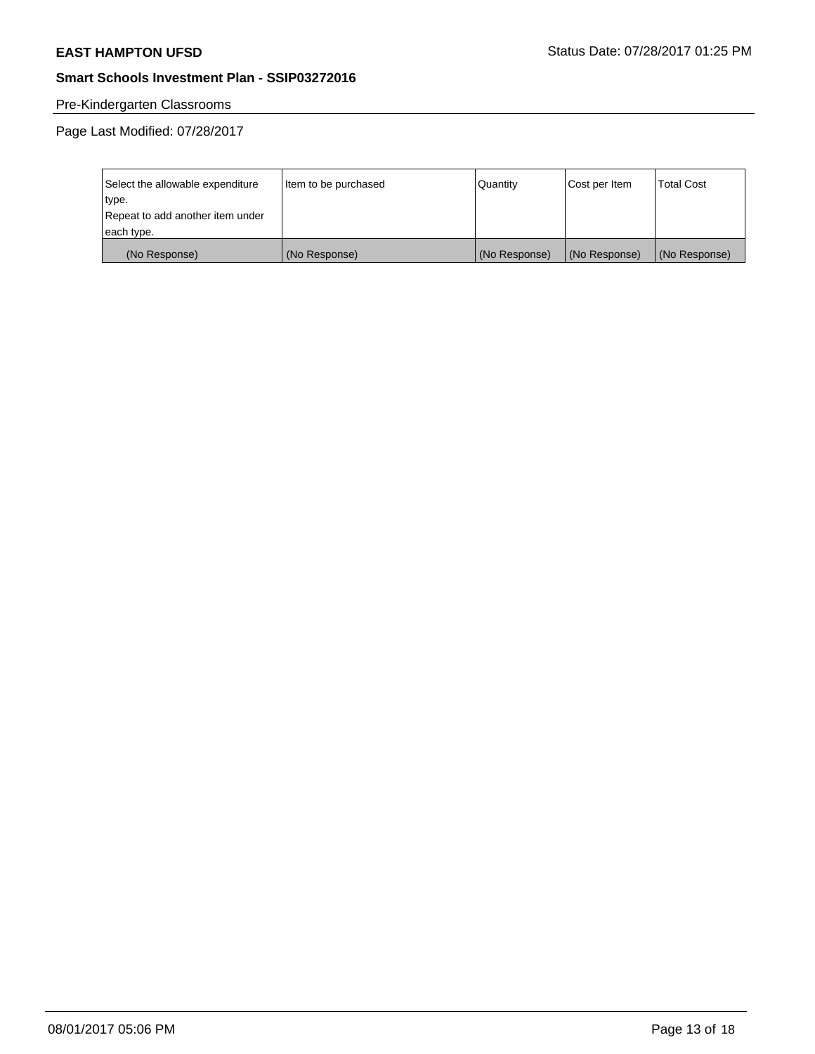Pre-Kindergarten Classrooms

Page Last Modified: 07/28/2017

| Select the allowable expenditure type. Repeat to add another item under each type. | Item to be purchased | Quantity | Cost per Item | Total Cost |
|---|---|---|---|---|
| (No Response) | (No Response) | (No Response) | (No Response) | (No Response) |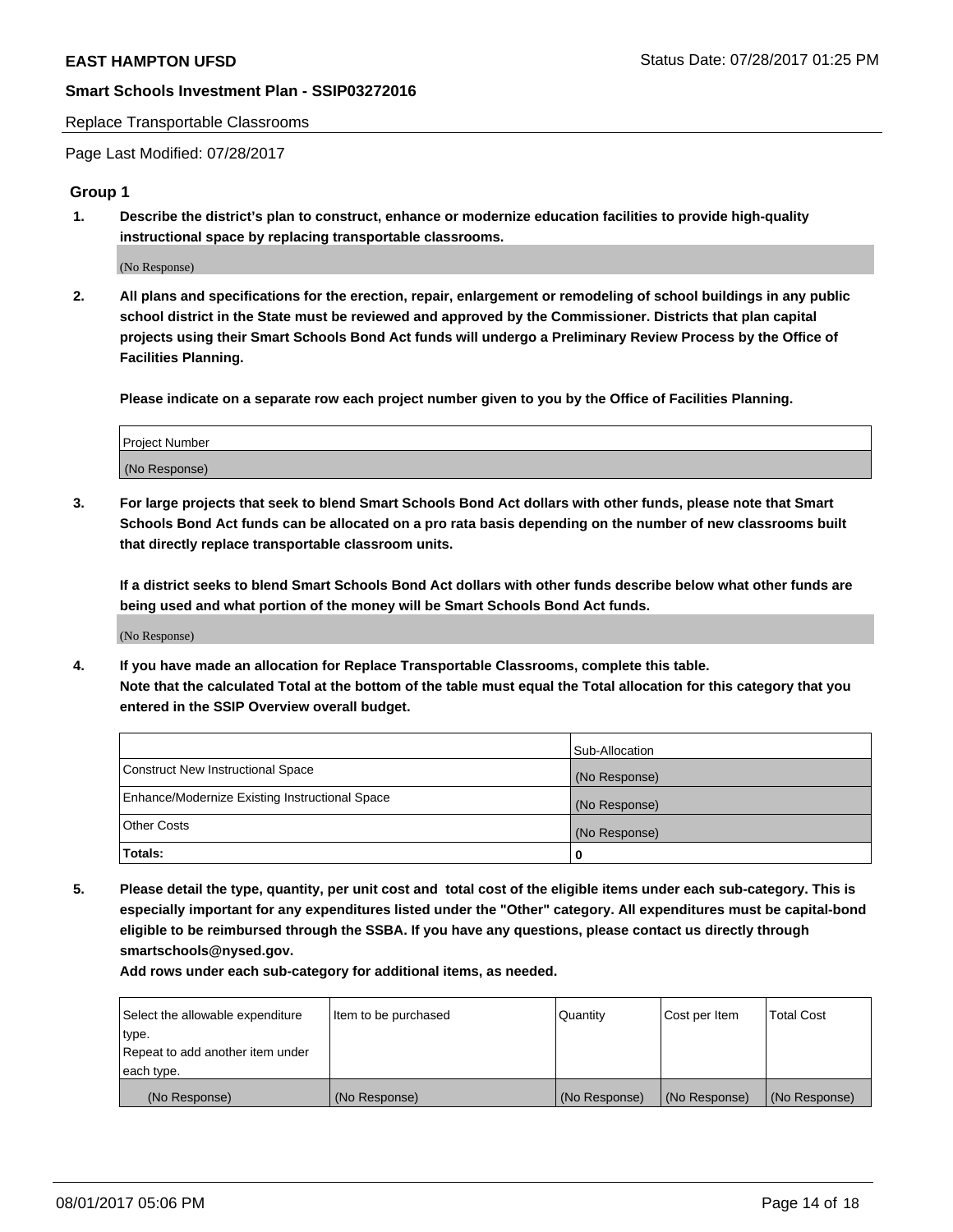Replace Transportable Classrooms

Page Last Modified: 07/28/2017

## Group 1

**1. Describe the district's plan to construct, enhance or modernize education facilities to provide high-quality instructional space by replacing transportable classrooms.**

(No Response)

**2. All plans and specifications for the erection, repair, enlargement or remodeling of school buildings in any public school district in the State must be reviewed and approved by the Commissioner. Districts that plan capital projects using their Smart Schools Bond Act funds will undergo a Preliminary Review Process by the Office of Facilities Planning.**

**Please indicate on a separate row each project number given to you by the Office of Facilities Planning.**

| Project Number |
|---|
| (No Response) |

**3. For large projects that seek to blend Smart Schools Bond Act dollars with other funds, please note that Smart Schools Bond Act funds can be allocated on a pro rata basis depending on the number of new classrooms built that directly replace transportable classroom units.**

**If a district seeks to blend Smart Schools Bond Act dollars with other funds describe below what other funds are being used and what portion of the money will be Smart Schools Bond Act funds.**

(No Response)

**4. If you have made an allocation for Replace Transportable Classrooms, complete this table. Note that the calculated Total at the bottom of the table must equal the Total allocation for this category that you entered in the SSIP Overview overall budget.**

| | Sub-Allocation |
|---|---|
| Construct New Instructional Space | (No Response) |
| Enhance/Modernize Existing Instructional Space | (No Response) |
| Other Costs | (No Response) |
| **Totals:** | **0** |

**5. Please detail the type, quantity, per unit cost and total cost of the eligible items under each sub-category. This is especially important for any expenditures listed under the "Other" category. All expenditures must be capital-bond eligible to be reimbursed through the SSBA. If you have any questions, please contact us directly through smartschools@nysed.gov.**

**Add rows under each sub-category for additional items, as needed.**

| Select the allowable expenditure type. Repeat to add another item under each type. | Item to be purchased | Quantity | Cost per Item | Total Cost |
|---|---|---|---|---|
| (No Response) | (No Response) | (No Response) | (No Response) | (No Response) |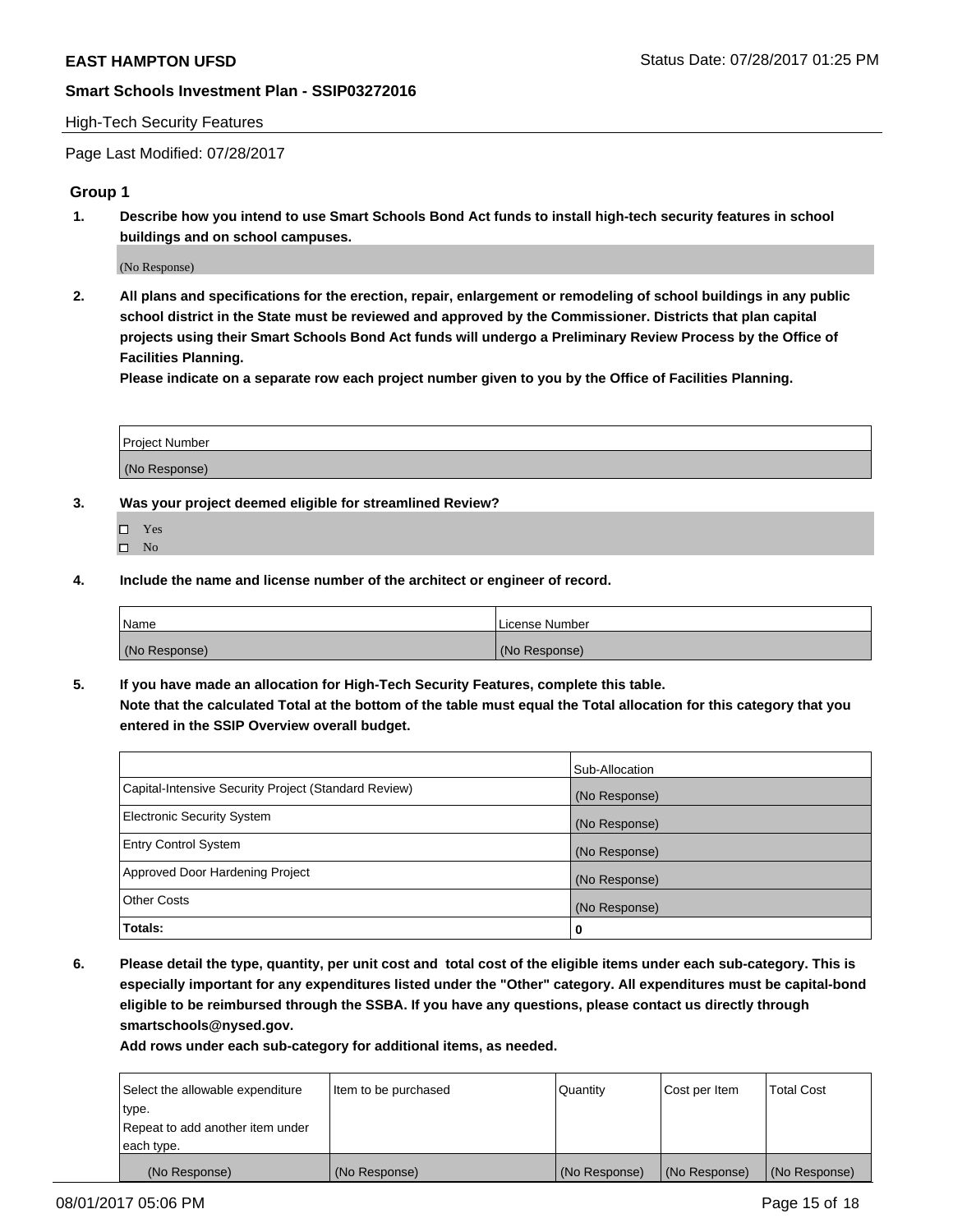High-Tech Security Features

Page Last Modified: 07/28/2017

## Group 1

**1. Describe how you intend to use Smart Schools Bond Act funds to install high-tech security features in school buildings and on school campuses.**

(No Response)

**2. All plans and specifications for the erection, repair, enlargement or remodeling of school buildings in any public school district in the State must be reviewed and approved by the Commissioner. Districts that plan capital projects using their Smart Schools Bond Act funds will undergo a Preliminary Review Process by the Office of Facilities Planning.**

**Please indicate on a separate row each project number given to you by the Office of Facilities Planning.**

| Project Number |
| --- |
| (No Response) |

**3. Was your project deemed eligible for streamlined Review?**

- ☐ Yes
- ☐ No

**4. Include the name and license number of the architect or engineer of record.**

| Name | License Number |
| --- | --- |
| (No Response) | (No Response) |

**5. If you have made an allocation for High-Tech Security Features, complete this table.**

**Note that the calculated Total at the bottom of the table must equal the Total allocation for this category that you entered in the SSIP Overview overall budget.**

| | Sub-Allocation |
| --- | --- |
| Capital-Intensive Security Project (Standard Review) | (No Response) |
| Electronic Security System | (No Response) |
| Entry Control System | (No Response) |
| Approved Door Hardening Project | (No Response) |
| Other Costs | (No Response) |
| **Totals:** | **0** |

**6. Please detail the type, quantity, per unit cost and total cost of the eligible items under each sub-category. This is especially important for any expenditures listed under the "Other" category. All expenditures must be capital-bond eligible to be reimbursed through the SSBA. If you have any questions, please contact us directly through smartschools@nysed.gov.**

**Add rows under each sub-category for additional items, as needed.**

| Select the allowable expenditure type. Repeat to add another item under each type. | Item to be purchased | Quantity | Cost per Item | Total Cost |
| --- | --- | --- | --- | --- |
| (No Response) | (No Response) | (No Response) | (No Response) | (No Response) |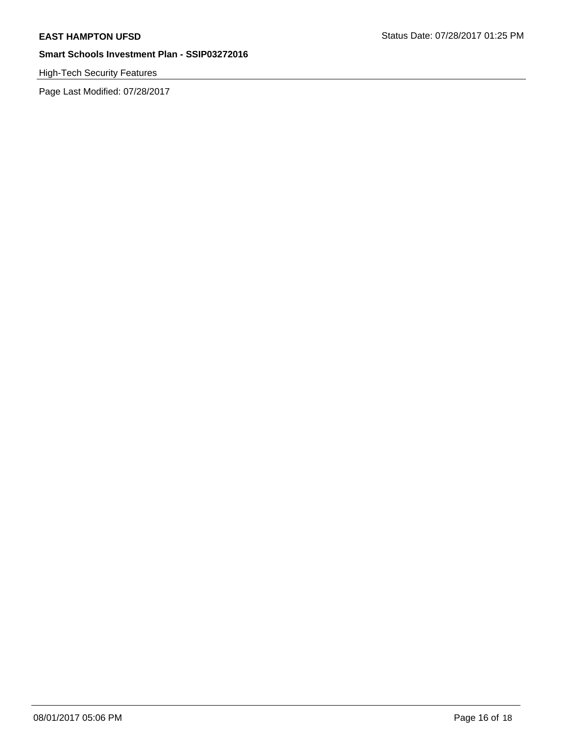High-Tech Security Features

Page Last Modified: 07/28/2017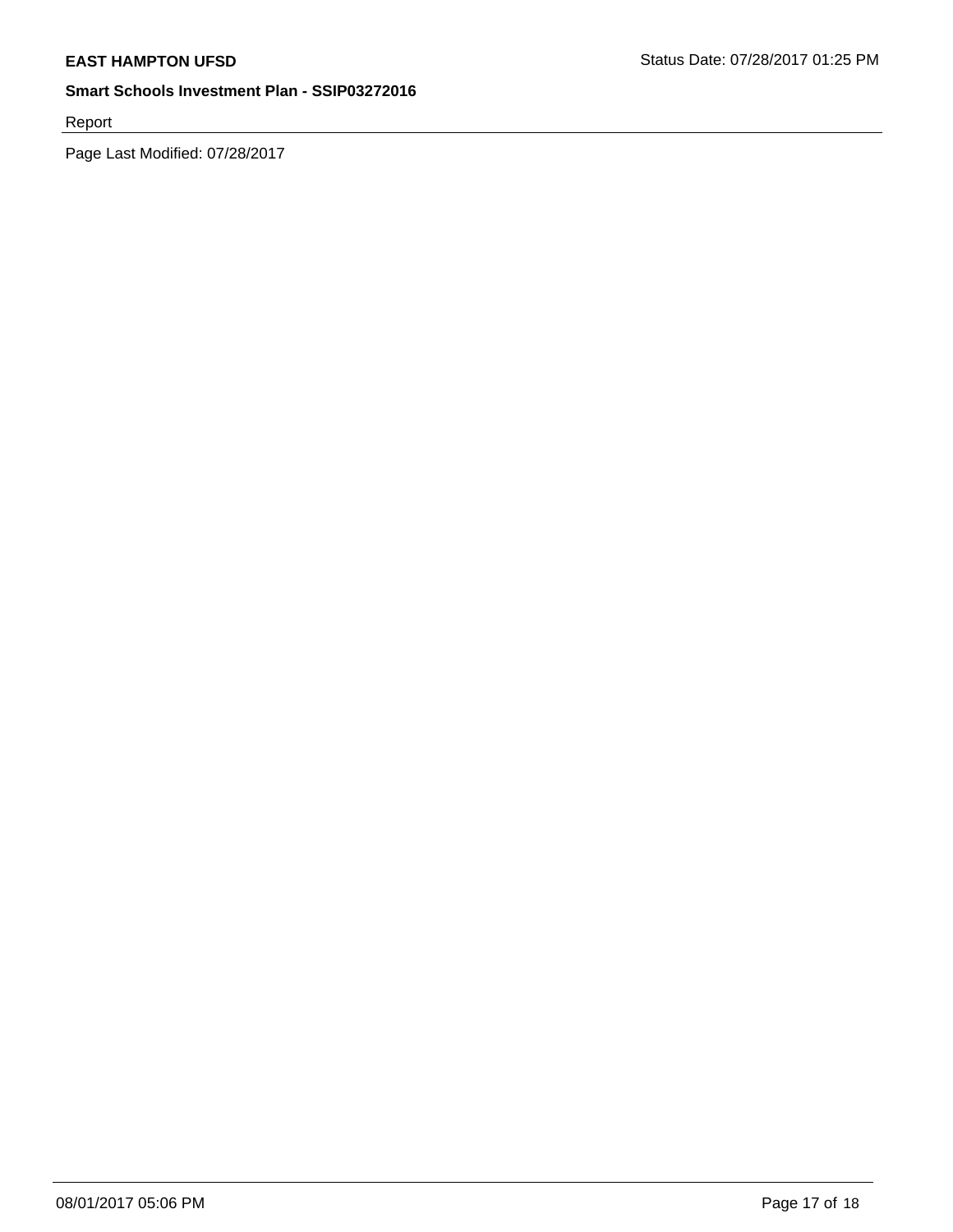Report

Page Last Modified: 07/28/2017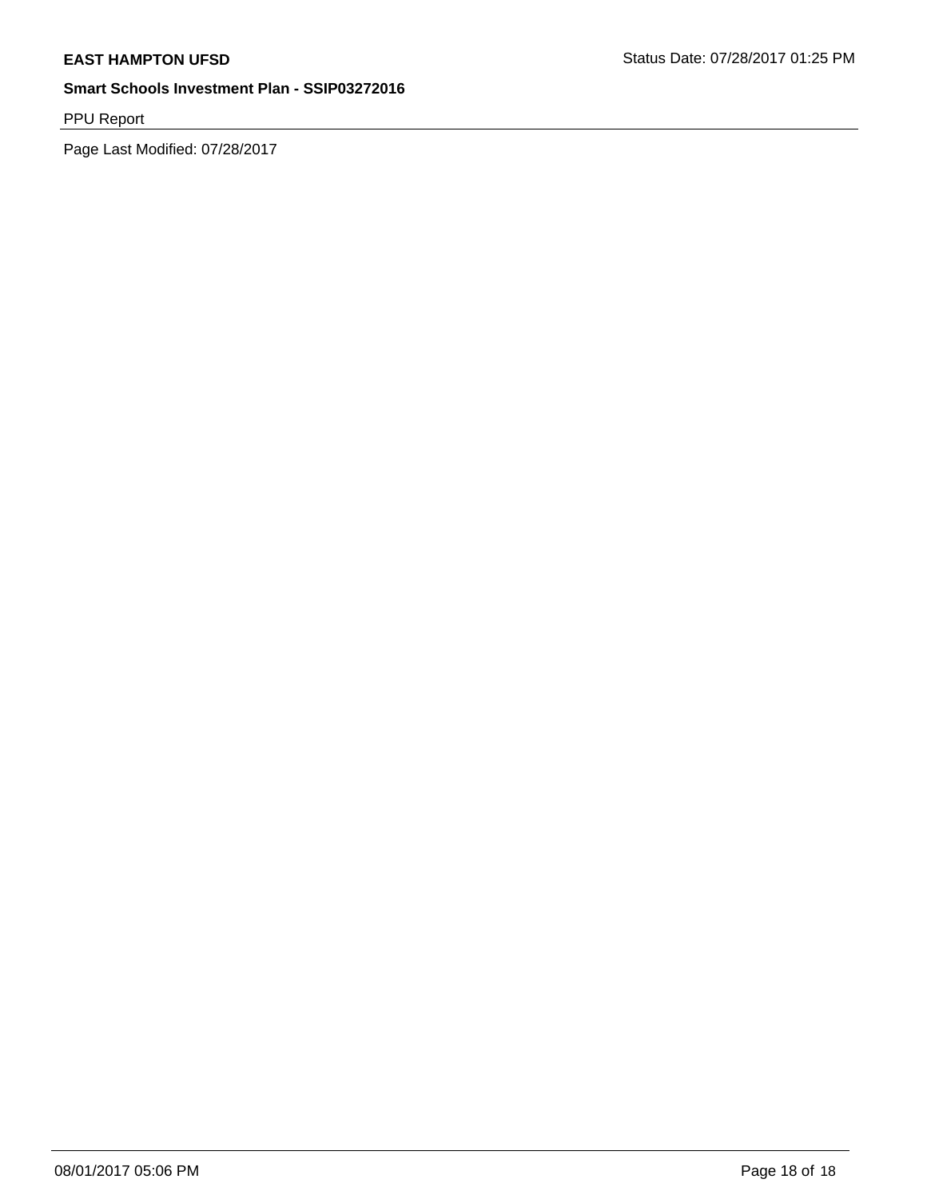Page Last Modified: 07/28/2017